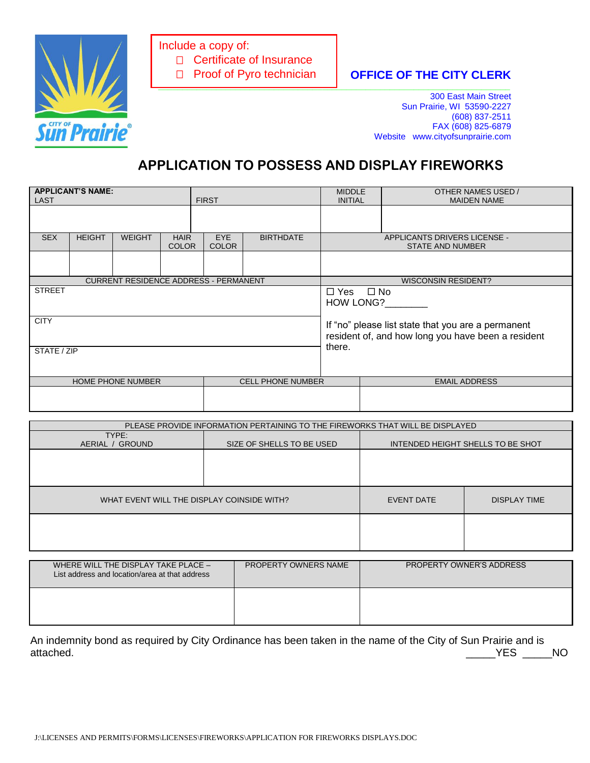Include a copy of:
- ☐ Certificate of Insurance
- ☐ Proof of Pyro technician

**OFFICE OF THE CITY CLERK**

300 East Main Street
Sun Prairie, WI 53590-2227
(608) 837-2511
FAX (608) 825-6879
Website www.cityofsunprairie.com

# APPLICATION TO POSSESS AND DISPLAY FIREWORKS

| APPLICANT'S NAME: LAST | FIRST | MIDDLE INITIAL | OTHER NAMES USED / MAIDEN NAME |
|---|---|---|---|
| | | | |

| SEX | HEIGHT | WEIGHT | HAIR COLOR | EYE COLOR | BIRTHDATE | APPLICANTS DRIVERS LICENSE - STATE AND NUMBER |
|---|---|---|---|---|---|---|
| | | | | | | |

| CURRENT RESIDENCE ADDRESS - PERMANENT | WISCONSIN RESIDENT? |
|---|---|
| STREET | ☐ Yes ☐ No<br>HOW LONG?________ |
| CITY | If "no" please list state that you are a permanent resident of, and how long you have been a resident there. |
| STATE / ZIP | |

| HOME PHONE NUMBER | CELL PHONE NUMBER | EMAIL ADDRESS |
|---|---|---|
| | | |

| PLEASE PROVIDE INFORMATION PERTAINING TO THE FIREWORKS THAT WILL BE DISPLAYED | | |
|---|---|---|
| TYPE: AERIAL / GROUND | SIZE OF SHELLS TO BE USED | INTENDED HEIGHT SHELLS TO BE SHOT |
| | | |

| WHAT EVENT WILL THE DISPLAY COINSIDE WITH? | EVENT DATE | DISPLAY TIME |
|---|---|---|
| | | |

| WHERE WILL THE DISPLAY TAKE PLACE – List address and location/area at that address | PROPERTY OWNERS NAME | PROPERTY OWNER'S ADDRESS |
|---|---|---|
| | | |

An indemnity bond as required by City Ordinance has been taken in the name of the City of Sun Prairie and is attached. _____YES _____NO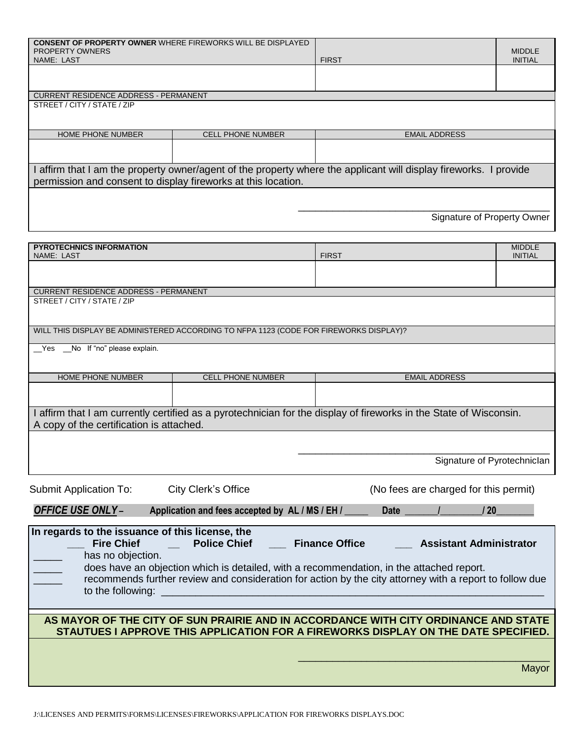| **CONSENT OF PROPERTY OWNER** WHERE FIREWORKS WILL BE DISPLAYED PROPERTY OWNERS NAME: LAST | | FIRST | MIDDLE INITIAL |
|---|---|---|---|
| | | | |
| CURRENT RESIDENCE ADDRESS - PERMANENT | | | |
| STREET / CITY / STATE / ZIP | | | |
| HOME PHONE NUMBER | CELL PHONE NUMBER | EMAIL ADDRESS | |
| | | | |

I affirm that I am the property owner/agent of the property where the applicant will display fireworks. I provide permission and consent to display fireworks at this location.

_______________________________________________
Signature of Property Owner

| **PYROTECHNICS INFORMATION** NAME: LAST | | FIRST | MIDDLE INITIAL |
|---|---|---|---|
| | | | |
| CURRENT RESIDENCE ADDRESS - PERMANENT | | | |
| STREET / CITY / STATE / ZIP | | | |
| WILL THIS DISPLAY BE ADMINISTERED ACCORDING TO NFPA 1123 (CODE FOR FIREWORKS DISPLAY)? | | | |
| __Yes __No If "no" please explain. | | | |
| HOME PHONE NUMBER | CELL PHONE NUMBER | EMAIL ADDRESS | |
| | | | |

I affirm that I am currently certified as a pyrotechnician for the display of fireworks in the State of Wisconsin. A copy of the certification is attached.

_______________________________________________
Signature of PyrotechnicIan

Submit Application To: City Clerk's Office (No fees are charged for this permit)

***OFFICE USE ONLY*** – **Application and fees accepted by AL / MS / EH / _____ Date _______/_________/ 20________**

**In regards to the issuance of this license, the**
**___ Fire Chief __ Police Chief ___ Finance Office ___ Assistant Administrator**

_____ has no objection.
_____ does have an objection which is detailed, with a recommendation, in the attached report.
_____ recommends further review and consideration for action by the city attorney with a report to follow due to the following: ____________________________________________________________________

**AS MAYOR OF THE CITY OF SUN PRAIRIE AND IN ACCORDANCE WITH CITY ORDINANCE AND STATE STAUTUES I APPROVE THIS APPLICATION FOR A FIREWORKS DISPLAY ON THE DATE SPECIFIED.**

_______________________________________________
Mayor

J:\LICENSES AND PERMITS\FORMS\LICENSES\FIREWORKS\APPLICATION FOR FIREWORKS DISPLAYS.DOC